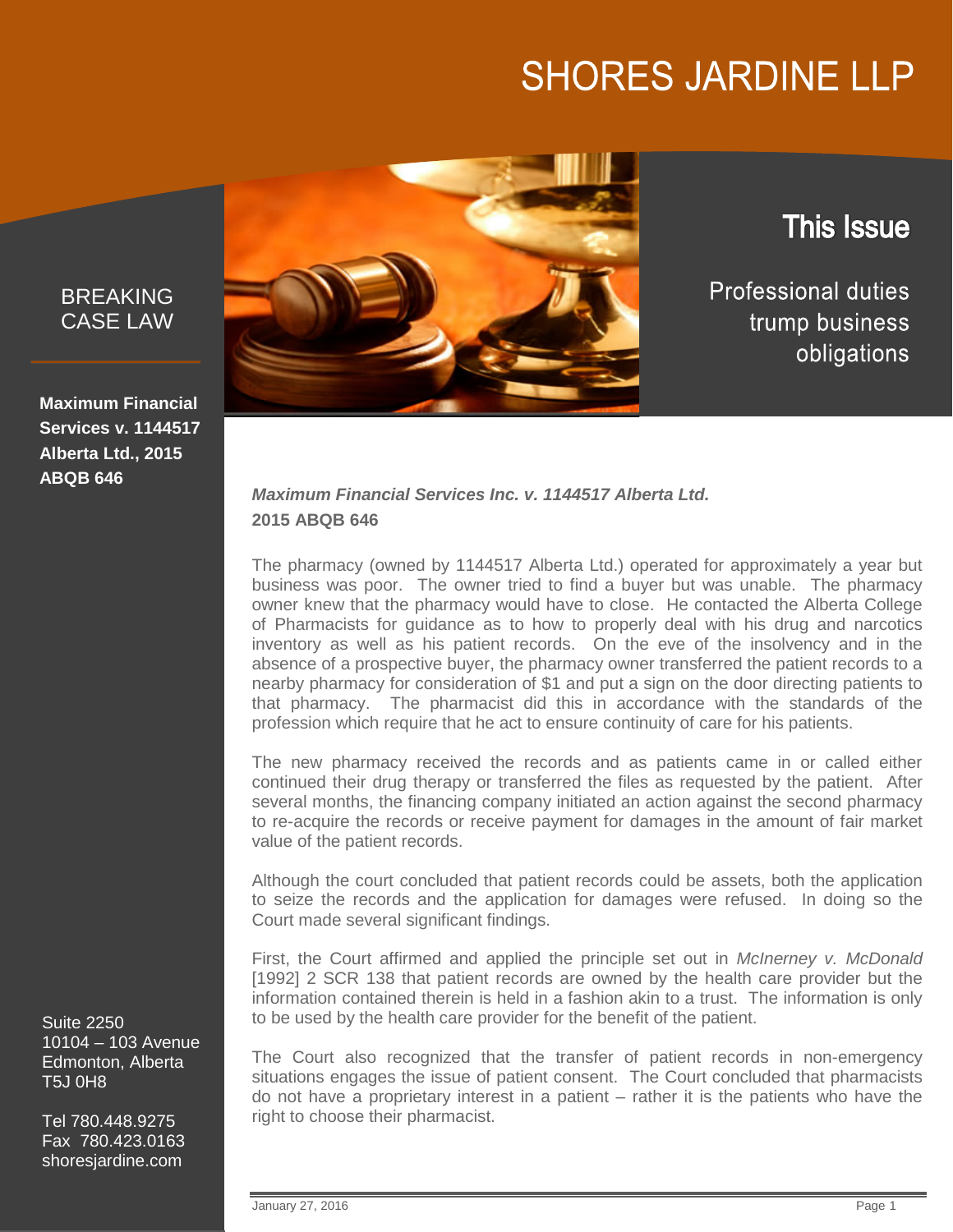# SHORES JARDINE LLP

BREAKING CASE LAW

**Maximum Financial Services v. 1144517 Alberta Ltd., 2015 ABQB 646**

## This Issue

Professional duties trump business obligations

***Maximum Financial Services Inc. v. 1144517 Alberta Ltd.***
**2015 ABQB 646**

The pharmacy (owned by 1144517 Alberta Ltd.) operated for approximately a year but business was poor. The owner tried to find a buyer but was unable. The pharmacy owner knew that the pharmacy would have to close. He contacted the Alberta College of Pharmacists for guidance as to how to properly deal with his drug and narcotics inventory as well as his patient records. On the eve of the insolvency and in the absence of a prospective buyer, the pharmacy owner transferred the patient records to a nearby pharmacy for consideration of $1 and put a sign on the door directing patients to that pharmacy. The pharmacist did this in accordance with the standards of the profession which require that he act to ensure continuity of care for his patients.

The new pharmacy received the records and as patients came in or called either continued their drug therapy or transferred the files as requested by the patient. After several months, the financing company initiated an action against the second pharmacy to re-acquire the records or receive payment for damages in the amount of fair market value of the patient records.

Although the court concluded that patient records could be assets, both the application to seize the records and the application for damages were refused. In doing so the Court made several significant findings.

First, the Court affirmed and applied the principle set out in *McInerney v. McDonald* [1992] 2 SCR 138 that patient records are owned by the health care provider but the information contained therein is held in a fashion akin to a trust. The information is only to be used by the health care provider for the benefit of the patient.

The Court also recognized that the transfer of patient records in non-emergency situations engages the issue of patient consent. The Court concluded that pharmacists do not have a proprietary interest in a patient – rather it is the patients who have the right to choose their pharmacist.

Suite 2250
10104 – 103 Avenue
Edmonton, Alberta
T5J 0H8

Tel 780.448.9275
Fax 780.423.0163
shoresjardine.com

January 27, 2016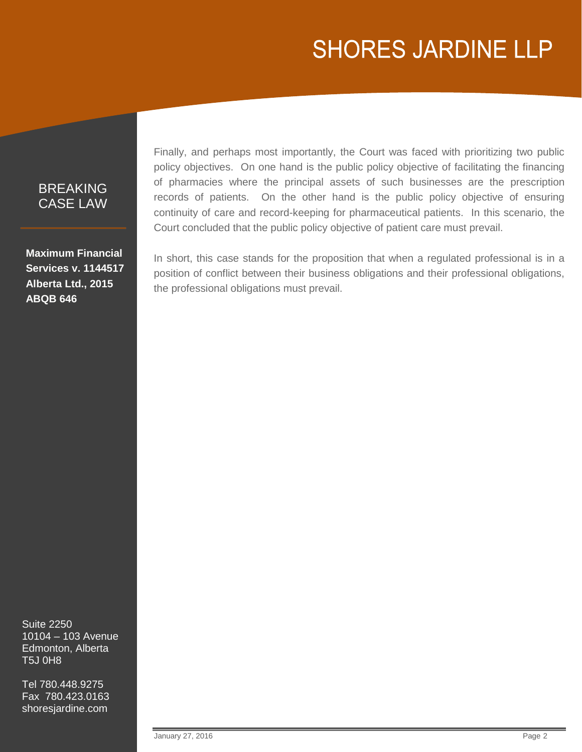# SHORES JARDINE LLP

BREAKING CASE LAW

**Maximum Financial Services v. 1144517 Alberta Ltd., 2015 ABQB 646**

Finally, and perhaps most importantly, the Court was faced with prioritizing two public policy objectives. On one hand is the public policy objective of facilitating the financing of pharmacies where the principal assets of such businesses are the prescription records of patients. On the other hand is the public policy objective of ensuring continuity of care and record-keeping for pharmaceutical patients. In this scenario, the Court concluded that the public policy objective of patient care must prevail.

In short, this case stands for the proposition that when a regulated professional is in a position of conflict between their business obligations and their professional obligations, the professional obligations must prevail.

Suite 2250
10104 – 103 Avenue
Edmonton, Alberta
T5J 0H8

Tel 780.448.9275
Fax 780.423.0163
shoresjardine.com

January 27, 2016